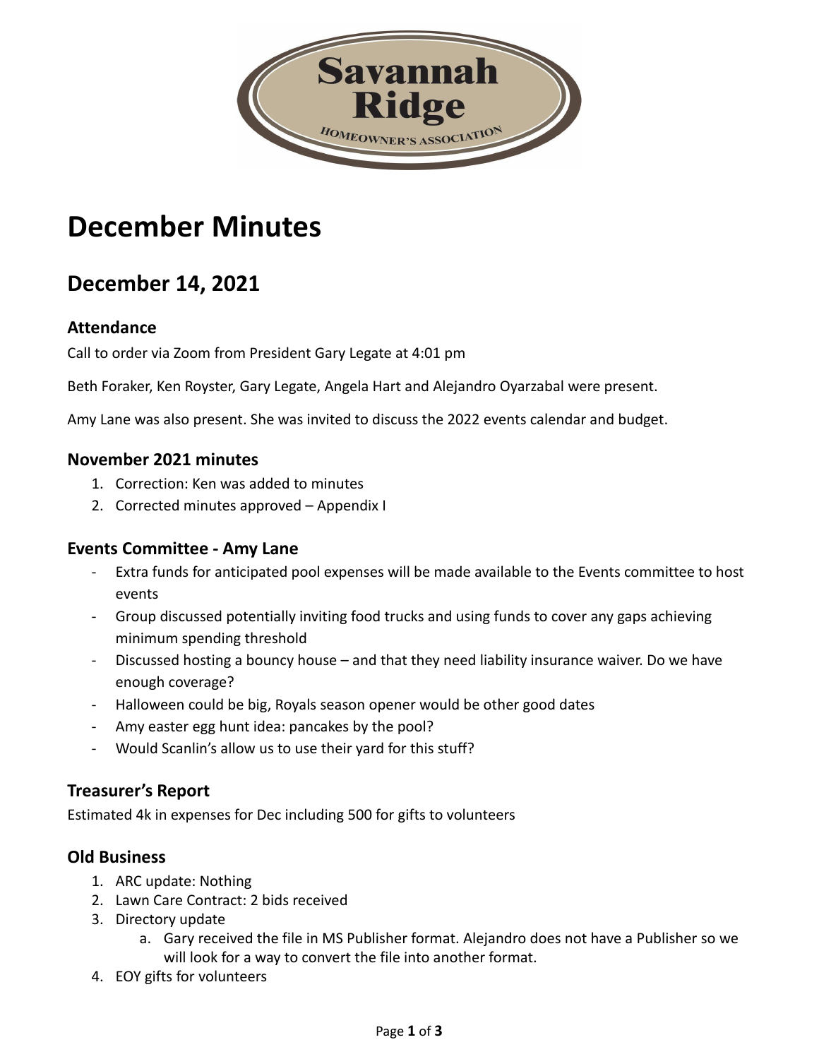Savannah Ridge

HOMEOWNER'S ASSOCIATION

# December Minutes

## December 14, 2021

### Attendance

Call to order via Zoom from President Gary Legate at 4:01 pm

Beth Foraker, Ken Royster, Gary Legate, Angela Hart and Alejandro Oyarzabal were present.

Amy Lane was also present. She was invited to discuss the 2022 events calendar and budget.

### November 2021 minutes

1. Correction: Ken was added to minutes
2. Corrected minutes approved – Appendix I

### Events Committee - Amy Lane

- Extra funds for anticipated pool expenses will be made available to the Events committee to host events
- Group discussed potentially inviting food trucks and using funds to cover any gaps achieving minimum spending threshold
- Discussed hosting a bouncy house – and that they need liability insurance waiver. Do we have enough coverage?
- Halloween could be big, Royals season opener would be other good dates
- Amy easter egg hunt idea: pancakes by the pool?
- Would Scanlin's allow us to use their yard for this stuff?

### Treasurer's Report

Estimated 4k in expenses for Dec including 500 for gifts to volunteers

### Old Business

1. ARC update: Nothing
2. Lawn Care Contract: 2 bids received
3. Directory update
    a. Gary received the file in MS Publisher format. Alejandro does not have a Publisher so we will look for a way to convert the file into another format.
4. EOY gifts for volunteers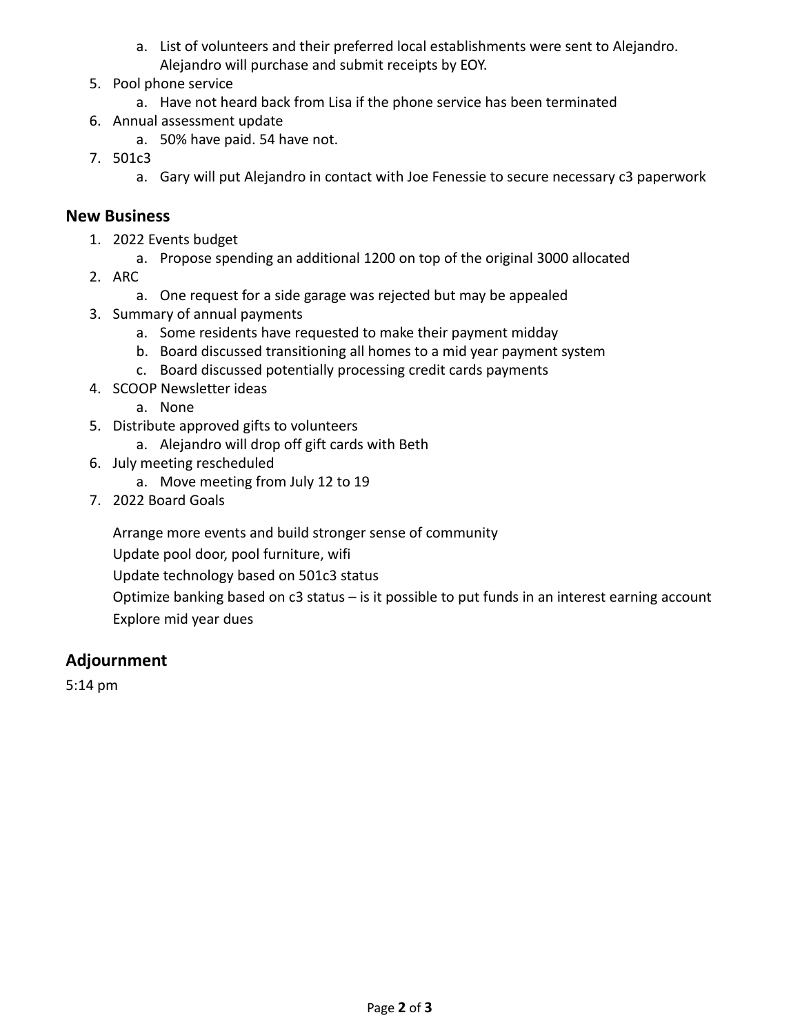a. List of volunteers and their preferred local establishments were sent to Alejandro. Alejandro will purchase and submit receipts by EOY.

5. Pool phone service
   a. Have not heard back from Lisa if the phone service has been terminated
6. Annual assessment update
   a. 50% have paid. 54 have not.
7. 501c3
   a. Gary will put Alejandro in contact with Joe Fenessie to secure necessary c3 paperwork

## New Business

1. 2022 Events budget
   a. Propose spending an additional 1200 on top of the original 3000 allocated
2. ARC
   a. One request for a side garage was rejected but may be appealed
3. Summary of annual payments
   a. Some residents have requested to make their payment midday
   b. Board discussed transitioning all homes to a mid year payment system
   c. Board discussed potentially processing credit cards payments
4. SCOOP Newsletter ideas
   a. None
5. Distribute approved gifts to volunteers
   a. Alejandro will drop off gift cards with Beth
6. July meeting rescheduled
   a. Move meeting from July 12 to 19
7. 2022 Board Goals

   Arrange more events and build stronger sense of community

   Update pool door, pool furniture, wifi

   Update technology based on 501c3 status

   Optimize banking based on c3 status – is it possible to put funds in an interest earning account

   Explore mid year dues

## Adjournment

5:14 pm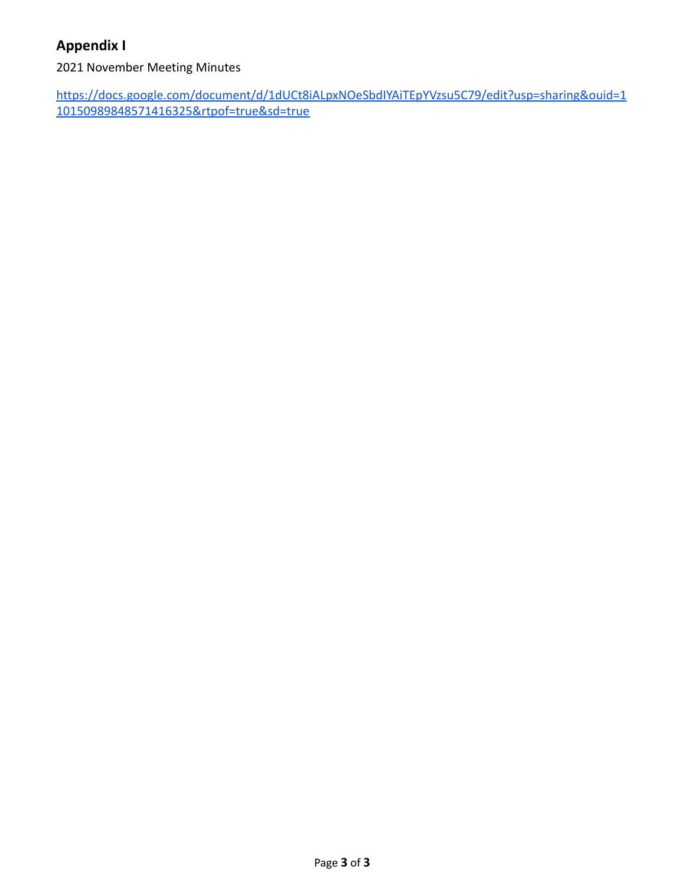## Appendix I

2021 November Meeting Minutes

https://docs.google.com/document/d/1dUCt8iALpxNOeSbdIYAiTEpYVzsu5C79/edit?usp=sharing&ouid=110150989848571416325&rtpof=true&sd=true